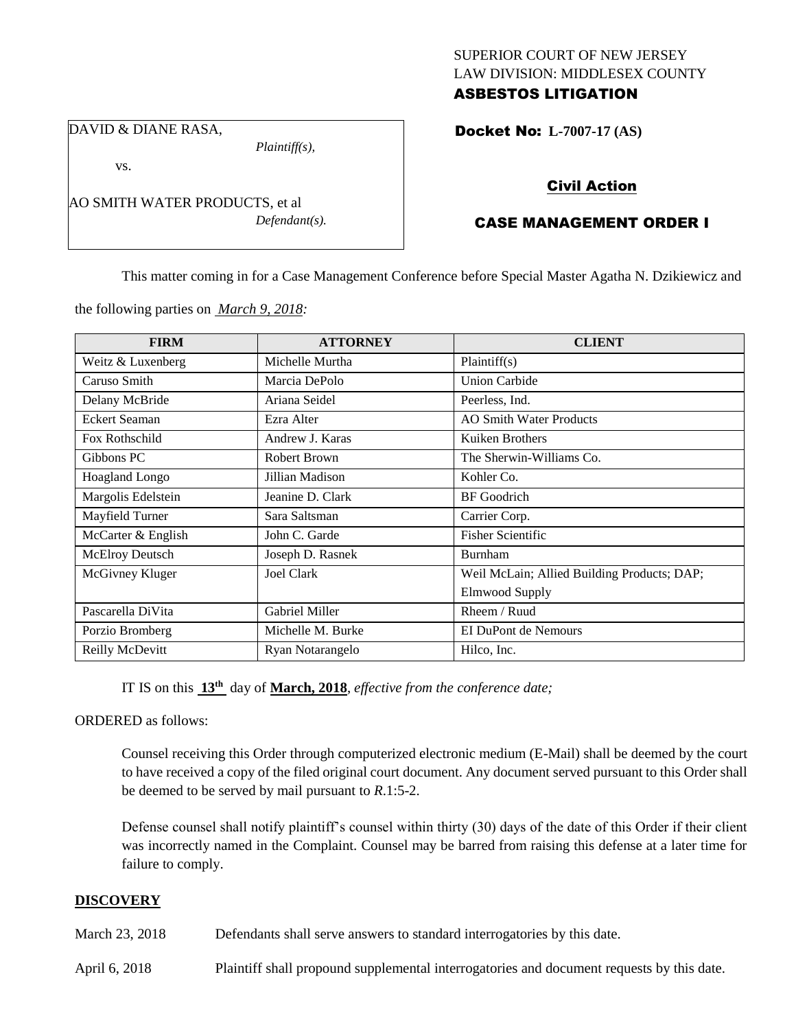SUPERIOR COURT OF NEW JERSEY
LAW DIVISION: MIDDLESEX COUNTY
**ASBESTOS LITIGATION**

DAVID & DIANE RASA,
*Plaintiff(s),*

vs.

AO SMITH WATER PRODUCTS, et al
*Defendant(s).*

**Docket No: L-7007-17 (AS)**

**Civil Action**

**CASE MANAGEMENT ORDER I**

This matter coming in for a Case Management Conference before Special Master Agatha N. Dzikiewicz and the following parties on *March 9, 2018:*

| FIRM | ATTORNEY | CLIENT |
|---|---|---|
| Weitz & Luxenberg | Michelle Murtha | Plaintiff(s) |
| Caruso Smith | Marcia DePolo | Union Carbide |
| Delany McBride | Ariana Seidel | Peerless, Ind. |
| Eckert Seaman | Ezra Alter | AO Smith Water Products |
| Fox Rothschild | Andrew J. Karas | Kuiken Brothers |
| Gibbons PC | Robert Brown | The Sherwin-Williams Co. |
| Hoagland Longo | Jillian Madison | Kohler Co. |
| Margolis Edelstein | Jeanine D. Clark | BF Goodrich |
| Mayfield Turner | Sara Saltsman | Carrier Corp. |
| McCarter & English | John C. Garde | Fisher Scientific |
| McElroy Deutsch | Joseph D. Rasnek | Burnham |
| McGivney Kluger | Joel Clark | Weil McLain; Allied Building Products; DAP; Elmwood Supply |
| Pascarella DiVita | Gabriel Miller | Rheem / Ruud |
| Porzio Bromberg | Michelle M. Burke | EI DuPont de Nemours |
| Reilly McDevitt | Ryan Notarangelo | Hilco, Inc. |

IT IS on this **13th** day of **March, 2018**, *effective from the conference date;*

ORDERED as follows:

Counsel receiving this Order through computerized electronic medium (E-Mail) shall be deemed by the court to have received a copy of the filed original court document. Any document served pursuant to this Order shall be deemed to be served by mail pursuant to *R*.1:5-2.

Defense counsel shall notify plaintiff's counsel within thirty (30) days of the date of this Order if their client was incorrectly named in the Complaint. Counsel may be barred from raising this defense at a later time for failure to comply.

## DISCOVERY

March 23, 2018 Defendants shall serve answers to standard interrogatories by this date.

April 6, 2018 Plaintiff shall propound supplemental interrogatories and document requests by this date.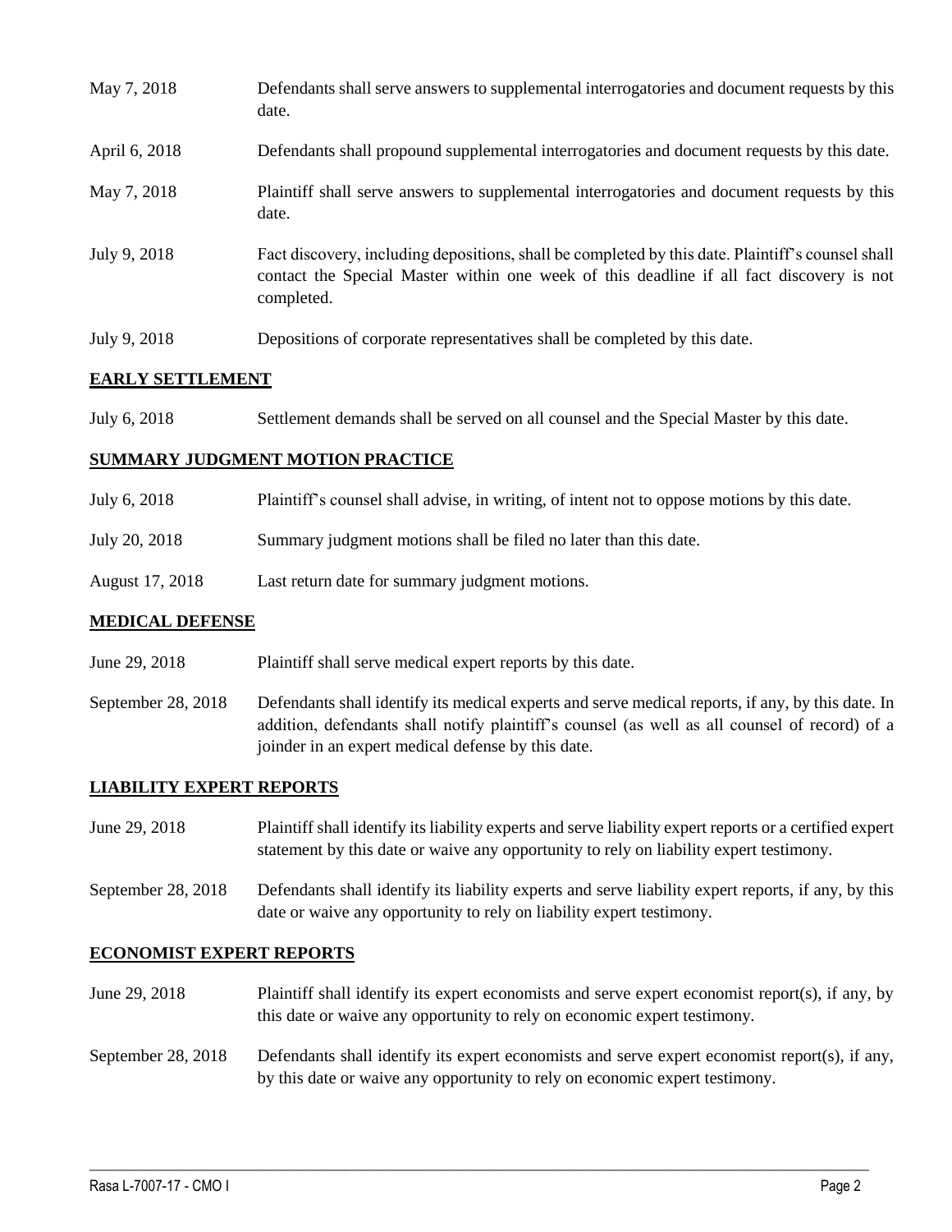| | |
|---|---|
| May 7, 2018 | Defendants shall serve answers to supplemental interrogatories and document requests by this date. |
| April 6, 2018 | Defendants shall propound supplemental interrogatories and document requests by this date. |
| May 7, 2018 | Plaintiff shall serve answers to supplemental interrogatories and document requests by this date. |
| July 9, 2018 | Fact discovery, including depositions, shall be completed by this date. Plaintiff's counsel shall contact the Special Master within one week of this deadline if all fact discovery is not completed. |
| July 9, 2018 | Depositions of corporate representatives shall be completed by this date. |

## EARLY SETTLEMENT

| | |
|---|---|
| July 6, 2018 | Settlement demands shall be served on all counsel and the Special Master by this date. |

## SUMMARY JUDGMENT MOTION PRACTICE

| | |
|---|---|
| July 6, 2018 | Plaintiff's counsel shall advise, in writing, of intent not to oppose motions by this date. |
| July 20, 2018 | Summary judgment motions shall be filed no later than this date. |
| August 17, 2018 | Last return date for summary judgment motions. |

## MEDICAL DEFENSE

| | |
|---|---|
| June 29, 2018 | Plaintiff shall serve medical expert reports by this date. |
| September 28, 2018 | Defendants shall identify its medical experts and serve medical reports, if any, by this date. In addition, defendants shall notify plaintiff's counsel (as well as all counsel of record) of a joinder in an expert medical defense by this date. |

## LIABILITY EXPERT REPORTS

| | |
|---|---|
| June 29, 2018 | Plaintiff shall identify its liability experts and serve liability expert reports or a certified expert statement by this date or waive any opportunity to rely on liability expert testimony. |
| September 28, 2018 | Defendants shall identify its liability experts and serve liability expert reports, if any, by this date or waive any opportunity to rely on liability expert testimony. |

## ECONOMIST EXPERT REPORTS

| | |
|---|---|
| June 29, 2018 | Plaintiff shall identify its expert economists and serve expert economist report(s), if any, by this date or waive any opportunity to rely on economic expert testimony. |
| September 28, 2018 | Defendants shall identify its expert economists and serve expert economist report(s), if any, by this date or waive any opportunity to rely on economic expert testimony. |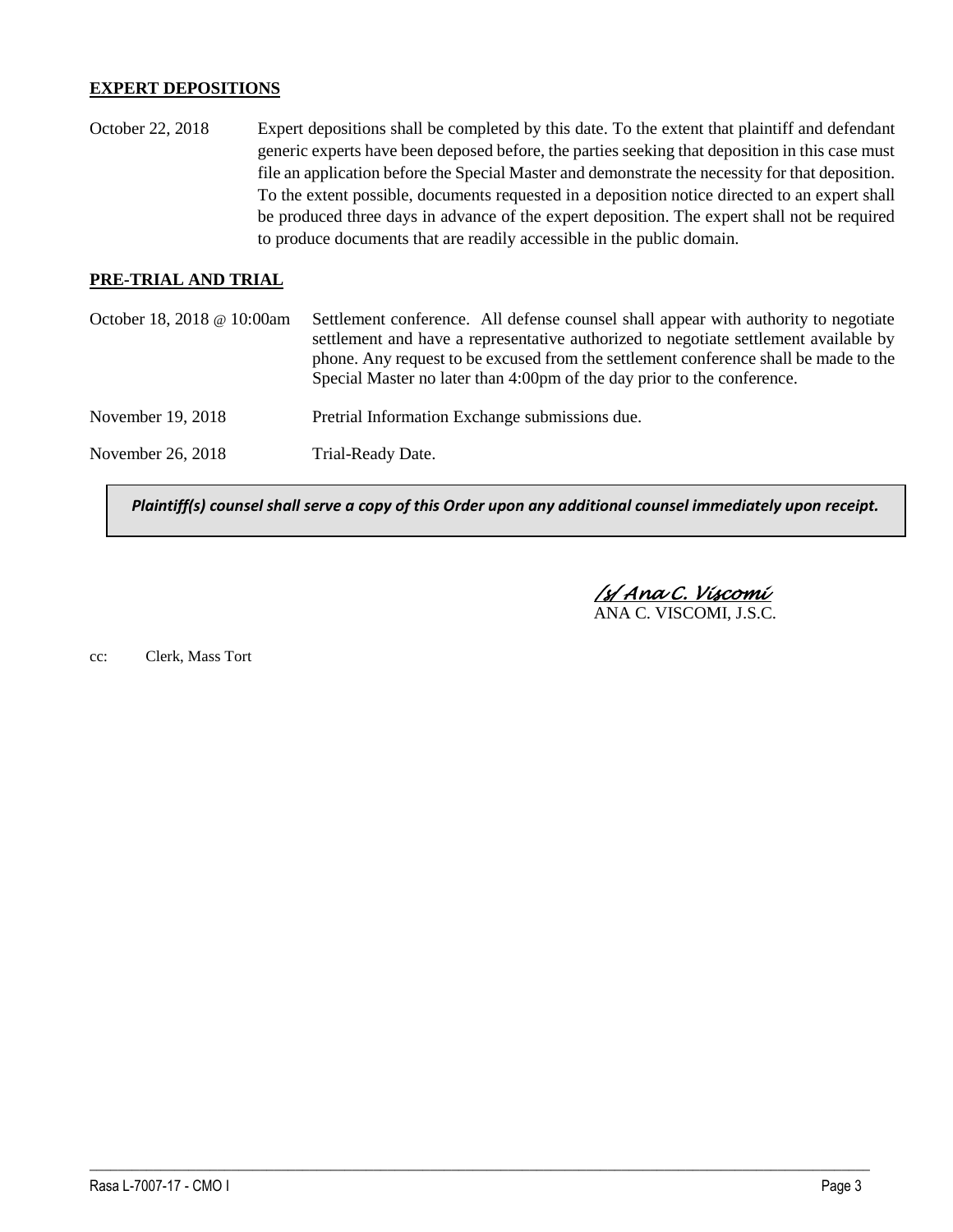**EXPERT DEPOSITIONS**

| | |
|---|---|
| October 22, 2018 | Expert depositions shall be completed by this date. To the extent that plaintiff and defendant generic experts have been deposed before, the parties seeking that deposition in this case must file an application before the Special Master and demonstrate the necessity for that deposition. To the extent possible, documents requested in a deposition notice directed to an expert shall be produced three days in advance of the expert deposition. The expert shall not be required to produce documents that are readily accessible in the public domain. |

**PRE-TRIAL AND TRIAL**

| | |
|---|---|
| October 18, 2018 @ 10:00am | Settlement conference. All defense counsel shall appear with authority to negotiate settlement and have a representative authorized to negotiate settlement available by phone. Any request to be excused from the settlement conference shall be made to the Special Master no later than 4:00pm of the day prior to the conference. |
| November 19, 2018 | Pretrial Information Exchange submissions due. |
| November 26, 2018 | Trial-Ready Date. |

***Plaintiff(s) counsel shall serve a copy of this Order upon any additional counsel immediately upon receipt.***

*/s/ Ana C. Viscomi*
ANA C. VISCOMI, J.S.C.

cc: Clerk, Mass Tort